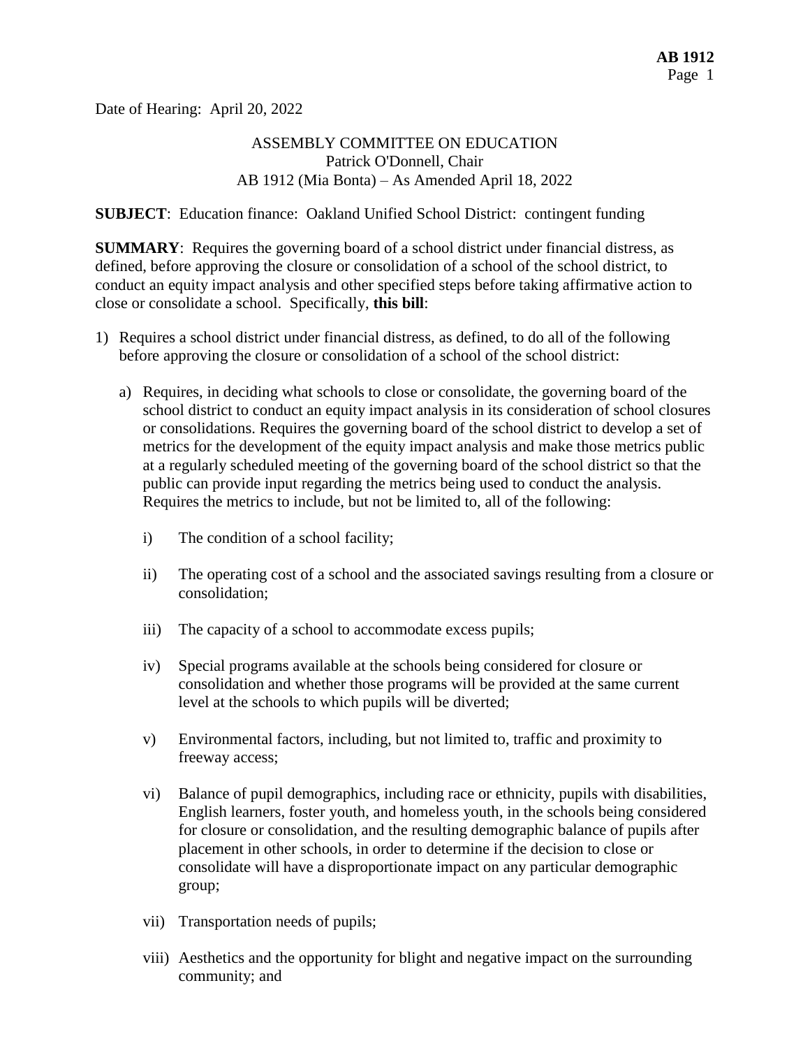Date of Hearing: April 20, 2022

ASSEMBLY COMMITTEE ON EDUCATION
Patrick O'Donnell, Chair
AB 1912 (Mia Bonta) – As Amended April 18, 2022

**SUBJECT**: Education finance: Oakland Unified School District: contingent funding

**SUMMARY**: Requires the governing board of a school district under financial distress, as defined, before approving the closure or consolidation of a school of the school district, to conduct an equity impact analysis and other specified steps before taking affirmative action to close or consolidate a school. Specifically, **this bill**:

1) Requires a school district under financial distress, as defined, to do all of the following before approving the closure or consolidation of a school of the school district:

   a) Requires, in deciding what schools to close or consolidate, the governing board of the school district to conduct an equity impact analysis in its consideration of school closures or consolidations. Requires the governing board of the school district to develop a set of metrics for the development of the equity impact analysis and make those metrics public at a regularly scheduled meeting of the governing board of the school district so that the public can provide input regarding the metrics being used to conduct the analysis. Requires the metrics to include, but not be limited to, all of the following:

      i) The condition of a school facility;

      ii) The operating cost of a school and the associated savings resulting from a closure or consolidation;

      iii) The capacity of a school to accommodate excess pupils;

      iv) Special programs available at the schools being considered for closure or consolidation and whether those programs will be provided at the same current level at the schools to which pupils will be diverted;

      v) Environmental factors, including, but not limited to, traffic and proximity to freeway access;

      vi) Balance of pupil demographics, including race or ethnicity, pupils with disabilities, English learners, foster youth, and homeless youth, in the schools being considered for closure or consolidation, and the resulting demographic balance of pupils after placement in other schools, in order to determine if the decision to close or consolidate will have a disproportionate impact on any particular demographic group;

      vii) Transportation needs of pupils;

      viii) Aesthetics and the opportunity for blight and negative impact on the surrounding community; and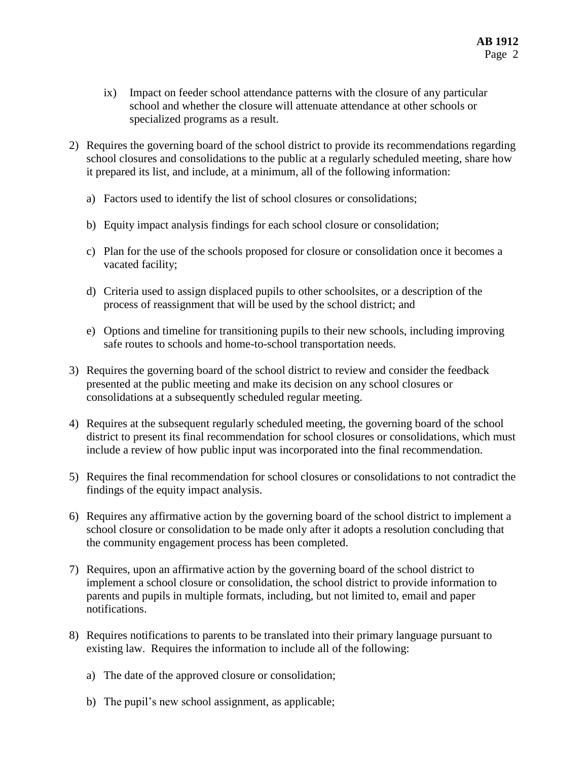ix) Impact on feeder school attendance patterns with the closure of any particular school and whether the closure will attenuate attendance at other schools or specialized programs as a result.

2) Requires the governing board of the school district to provide its recommendations regarding school closures and consolidations to the public at a regularly scheduled meeting, share how it prepared its list, and include, at a minimum, all of the following information:

   a) Factors used to identify the list of school closures or consolidations;

   b) Equity impact analysis findings for each school closure or consolidation;

   c) Plan for the use of the schools proposed for closure or consolidation once it becomes a vacated facility;

   d) Criteria used to assign displaced pupils to other schoolsites, or a description of the process of reassignment that will be used by the school district; and

   e) Options and timeline for transitioning pupils to their new schools, including improving safe routes to schools and home-to-school transportation needs.

3) Requires the governing board of the school district to review and consider the feedback presented at the public meeting and make its decision on any school closures or consolidations at a subsequently scheduled regular meeting.

4) Requires at the subsequent regularly scheduled meeting, the governing board of the school district to present its final recommendation for school closures or consolidations, which must include a review of how public input was incorporated into the final recommendation.

5) Requires the final recommendation for school closures or consolidations to not contradict the findings of the equity impact analysis.

6) Requires any affirmative action by the governing board of the school district to implement a school closure or consolidation to be made only after it adopts a resolution concluding that the community engagement process has been completed.

7) Requires, upon an affirmative action by the governing board of the school district to implement a school closure or consolidation, the school district to provide information to parents and pupils in multiple formats, including, but not limited to, email and paper notifications.

8) Requires notifications to parents to be translated into their primary language pursuant to existing law. Requires the information to include all of the following:

   a) The date of the approved closure or consolidation;

   b) The pupil's new school assignment, as applicable;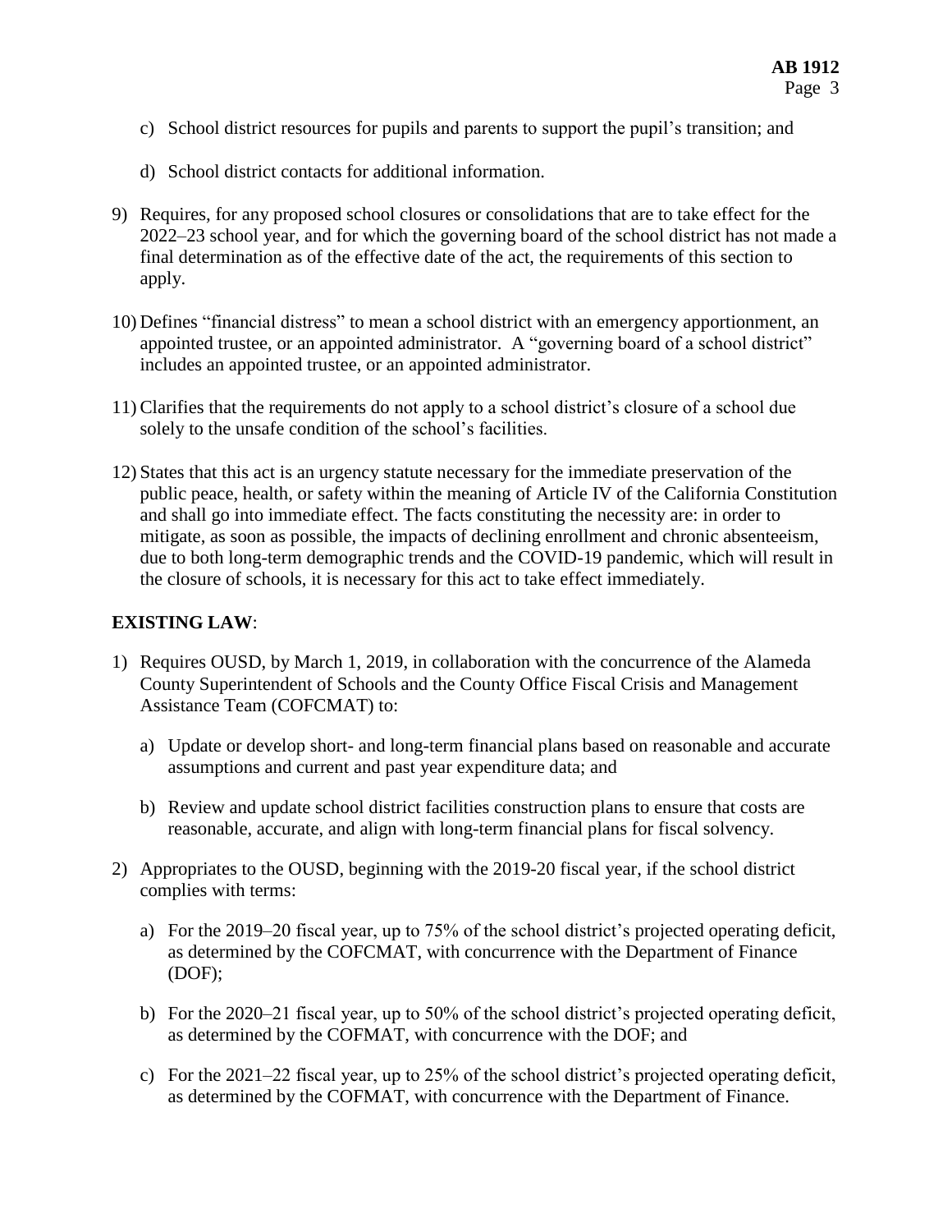c) School district resources for pupils and parents to support the pupil's transition; and

d) School district contacts for additional information.

9) Requires, for any proposed school closures or consolidations that are to take effect for the 2022–23 school year, and for which the governing board of the school district has not made a final determination as of the effective date of the act, the requirements of this section to apply.

10) Defines "financial distress" to mean a school district with an emergency apportionment, an appointed trustee, or an appointed administrator. A "governing board of a school district" includes an appointed trustee, or an appointed administrator.

11) Clarifies that the requirements do not apply to a school district's closure of a school due solely to the unsafe condition of the school's facilities.

12) States that this act is an urgency statute necessary for the immediate preservation of the public peace, health, or safety within the meaning of Article IV of the California Constitution and shall go into immediate effect. The facts constituting the necessity are: in order to mitigate, as soon as possible, the impacts of declining enrollment and chronic absenteeism, due to both long-term demographic trends and the COVID-19 pandemic, which will result in the closure of schools, it is necessary for this act to take effect immediately.

**EXISTING LAW**:

1) Requires OUSD, by March 1, 2019, in collaboration with the concurrence of the Alameda County Superintendent of Schools and the County Office Fiscal Crisis and Management Assistance Team (COFCMAT) to:

   a) Update or develop short- and long-term financial plans based on reasonable and accurate assumptions and current and past year expenditure data; and

   b) Review and update school district facilities construction plans to ensure that costs are reasonable, accurate, and align with long-term financial plans for fiscal solvency.

2) Appropriates to the OUSD, beginning with the 2019-20 fiscal year, if the school district complies with terms:

   a) For the 2019–20 fiscal year, up to 75% of the school district's projected operating deficit, as determined by the COFCMAT, with concurrence with the Department of Finance (DOF);

   b) For the 2020–21 fiscal year, up to 50% of the school district's projected operating deficit, as determined by the COFMAT, with concurrence with the DOF; and

   c) For the 2021–22 fiscal year, up to 25% of the school district's projected operating deficit, as determined by the COFMAT, with concurrence with the Department of Finance.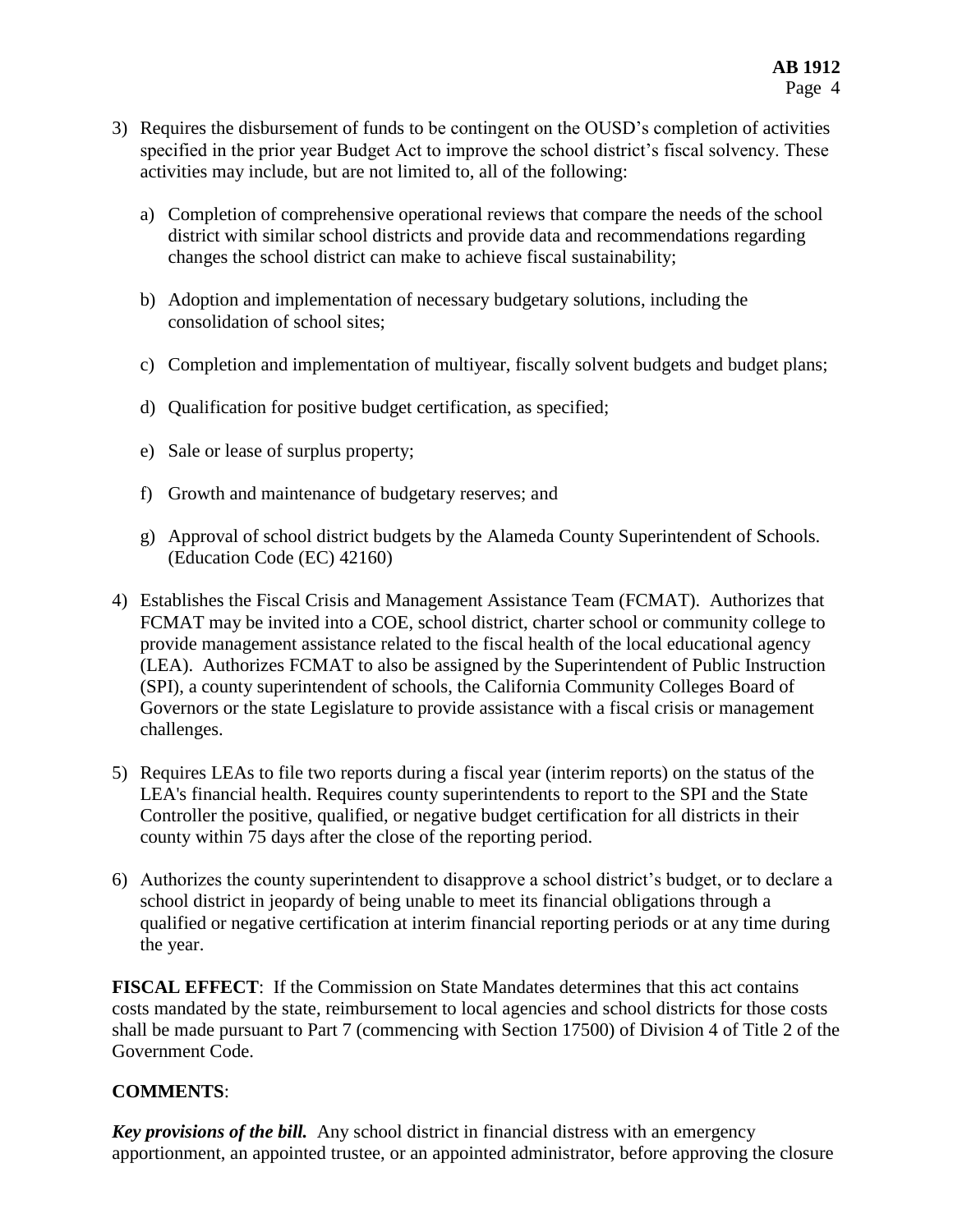3) Requires the disbursement of funds to be contingent on the OUSD's completion of activities specified in the prior year Budget Act to improve the school district's fiscal solvency. These activities may include, but are not limited to, all of the following:

   a) Completion of comprehensive operational reviews that compare the needs of the school district with similar school districts and provide data and recommendations regarding changes the school district can make to achieve fiscal sustainability;

   b) Adoption and implementation of necessary budgetary solutions, including the consolidation of school sites;

   c) Completion and implementation of multiyear, fiscally solvent budgets and budget plans;

   d) Qualification for positive budget certification, as specified;

   e) Sale or lease of surplus property;

   f) Growth and maintenance of budgetary reserves; and

   g) Approval of school district budgets by the Alameda County Superintendent of Schools. (Education Code (EC) 42160)

4) Establishes the Fiscal Crisis and Management Assistance Team (FCMAT). Authorizes that FCMAT may be invited into a COE, school district, charter school or community college to provide management assistance related to the fiscal health of the local educational agency (LEA). Authorizes FCMAT to also be assigned by the Superintendent of Public Instruction (SPI), a county superintendent of schools, the California Community Colleges Board of Governors or the state Legislature to provide assistance with a fiscal crisis or management challenges.

5) Requires LEAs to file two reports during a fiscal year (interim reports) on the status of the LEA's financial health. Requires county superintendents to report to the SPI and the State Controller the positive, qualified, or negative budget certification for all districts in their county within 75 days after the close of the reporting period.

6) Authorizes the county superintendent to disapprove a school district's budget, or to declare a school district in jeopardy of being unable to meet its financial obligations through a qualified or negative certification at interim financial reporting periods or at any time during the year.

**FISCAL EFFECT**: If the Commission on State Mandates determines that this act contains costs mandated by the state, reimbursement to local agencies and school districts for those costs shall be made pursuant to Part 7 (commencing with Section 17500) of Division 4 of Title 2 of the Government Code.

**COMMENTS**:

***Key provisions of the bill.*** Any school district in financial distress with an emergency apportionment, an appointed trustee, or an appointed administrator, before approving the closure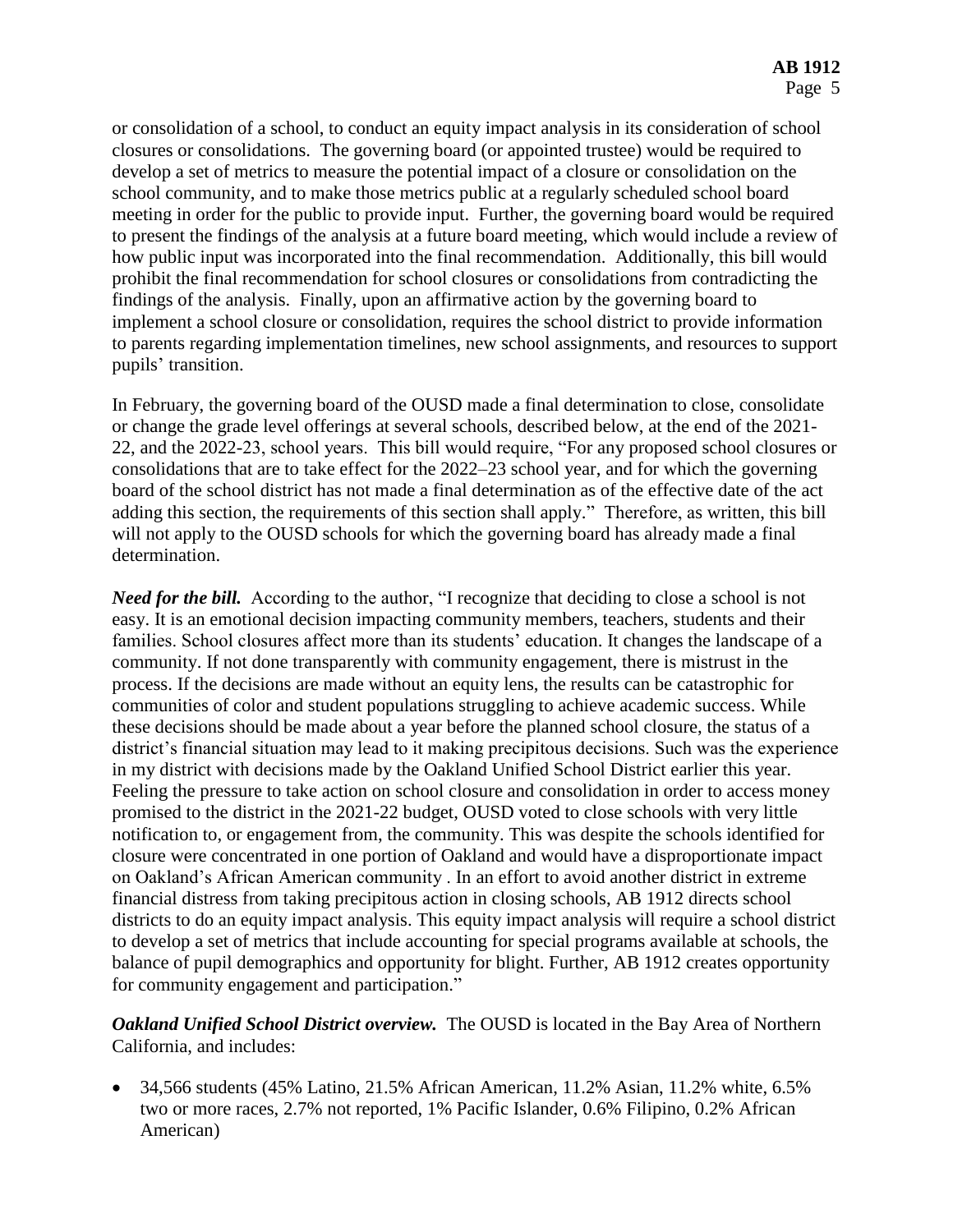or consolidation of a school, to conduct an equity impact analysis in its consideration of school closures or consolidations. The governing board (or appointed trustee) would be required to develop a set of metrics to measure the potential impact of a closure or consolidation on the school community, and to make those metrics public at a regularly scheduled school board meeting in order for the public to provide input. Further, the governing board would be required to present the findings of the analysis at a future board meeting, which would include a review of how public input was incorporated into the final recommendation. Additionally, this bill would prohibit the final recommendation for school closures or consolidations from contradicting the findings of the analysis. Finally, upon an affirmative action by the governing board to implement a school closure or consolidation, requires the school district to provide information to parents regarding implementation timelines, new school assignments, and resources to support pupils' transition.

In February, the governing board of the OUSD made a final determination to close, consolidate or change the grade level offerings at several schools, described below, at the end of the 2021-22, and the 2022-23, school years. This bill would require, "For any proposed school closures or consolidations that are to take effect for the 2022–23 school year, and for which the governing board of the school district has not made a final determination as of the effective date of the act adding this section, the requirements of this section shall apply." Therefore, as written, this bill will not apply to the OUSD schools for which the governing board has already made a final determination.

***Need for the bill.*** According to the author, "I recognize that deciding to close a school is not easy. It is an emotional decision impacting community members, teachers, students and their families. School closures affect more than its students' education. It changes the landscape of a community. If not done transparently with community engagement, there is mistrust in the process. If the decisions are made without an equity lens, the results can be catastrophic for communities of color and student populations struggling to achieve academic success. While these decisions should be made about a year before the planned school closure, the status of a district's financial situation may lead to it making precipitous decisions. Such was the experience in my district with decisions made by the Oakland Unified School District earlier this year. Feeling the pressure to take action on school closure and consolidation in order to access money promised to the district in the 2021-22 budget, OUSD voted to close schools with very little notification to, or engagement from, the community. This was despite the schools identified for closure were concentrated in one portion of Oakland and would have a disproportionate impact on Oakland's African American community . In an effort to avoid another district in extreme financial distress from taking precipitous action in closing schools, AB 1912 directs school districts to do an equity impact analysis. This equity impact analysis will require a school district to develop a set of metrics that include accounting for special programs available at schools, the balance of pupil demographics and opportunity for blight. Further, AB 1912 creates opportunity for community engagement and participation."

***Oakland Unified School District overview.*** The OUSD is located in the Bay Area of Northern California, and includes:

- 34,566 students (45% Latino, 21.5% African American, 11.2% Asian, 11.2% white, 6.5% two or more races, 2.7% not reported, 1% Pacific Islander, 0.6% Filipino, 0.2% African American)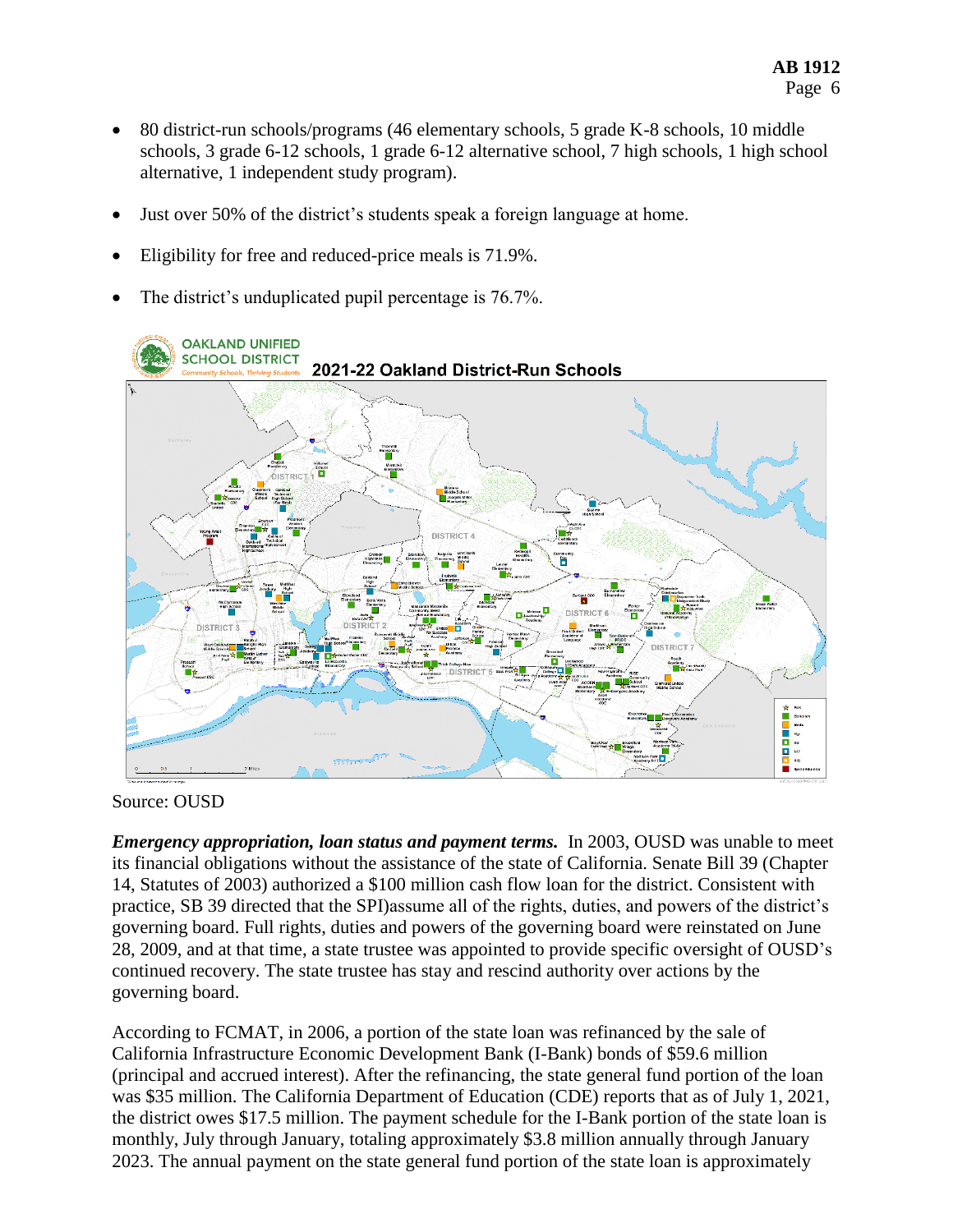- 80 district-run schools/programs (46 elementary schools, 5 grade K-8 schools, 10 middle schools, 3 grade 6-12 schools, 1 grade 6-12 alternative school, 7 high schools, 1 high school alternative, 1 independent study program).

- Just over 50% of the district's students speak a foreign language at home.

- Eligibility for free and reduced-price meals is 71.9%.

- The district's unduplicated pupil percentage is 76.7%.

Source: OUSD

***Emergency appropriation, loan status and payment terms.*** In 2003, OUSD was unable to meet its financial obligations without the assistance of the state of California. Senate Bill 39 (Chapter 14, Statutes of 2003) authorized a $100 million cash flow loan for the district. Consistent with practice, SB 39 directed that the SPI)assume all of the rights, duties, and powers of the district's governing board. Full rights, duties and powers of the governing board were reinstated on June 28, 2009, and at that time, a state trustee was appointed to provide specific oversight of OUSD's continued recovery. The state trustee has stay and rescind authority over actions by the governing board.

According to FCMAT, in 2006, a portion of the state loan was refinanced by the sale of California Infrastructure Economic Development Bank (I-Bank) bonds of $59.6 million (principal and accrued interest). After the refinancing, the state general fund portion of the loan was $35 million. The California Department of Education (CDE) reports that as of July 1, 2021, the district owes $17.5 million. The payment schedule for the I-Bank portion of the state loan is monthly, July through January, totaling approximately $3.8 million annually through January 2023. The annual payment on the state general fund portion of the state loan is approximately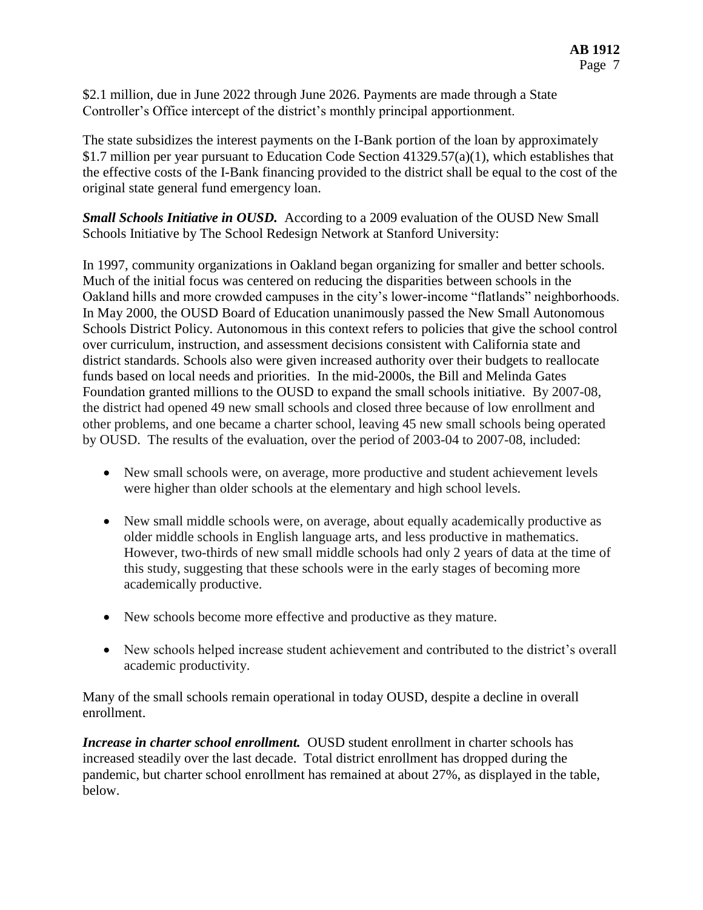$2.1 million, due in June 2022 through June 2026. Payments are made through a State Controller's Office intercept of the district's monthly principal apportionment.

The state subsidizes the interest payments on the I-Bank portion of the loan by approximately $1.7 million per year pursuant to Education Code Section 41329.57(a)(1), which establishes that the effective costs of the I-Bank financing provided to the district shall be equal to the cost of the original state general fund emergency loan.

***Small Schools Initiative in OUSD.*** According to a 2009 evaluation of the OUSD New Small Schools Initiative by The School Redesign Network at Stanford University:

In 1997, community organizations in Oakland began organizing for smaller and better schools. Much of the initial focus was centered on reducing the disparities between schools in the Oakland hills and more crowded campuses in the city's lower-income "flatlands" neighborhoods. In May 2000, the OUSD Board of Education unanimously passed the New Small Autonomous Schools District Policy. Autonomous in this context refers to policies that give the school control over curriculum, instruction, and assessment decisions consistent with California state and district standards. Schools also were given increased authority over their budgets to reallocate funds based on local needs and priorities. In the mid-2000s, the Bill and Melinda Gates Foundation granted millions to the OUSD to expand the small schools initiative. By 2007-08, the district had opened 49 new small schools and closed three because of low enrollment and other problems, and one became a charter school, leaving 45 new small schools being operated by OUSD. The results of the evaluation, over the period of 2003-04 to 2007-08, included:

- New small schools were, on average, more productive and student achievement levels were higher than older schools at the elementary and high school levels.
- New small middle schools were, on average, about equally academically productive as older middle schools in English language arts, and less productive in mathematics. However, two-thirds of new small middle schools had only 2 years of data at the time of this study, suggesting that these schools were in the early stages of becoming more academically productive.
- New schools become more effective and productive as they mature.
- New schools helped increase student achievement and contributed to the district's overall academic productivity.

Many of the small schools remain operational in today OUSD, despite a decline in overall enrollment.

***Increase in charter school enrollment.*** OUSD student enrollment in charter schools has increased steadily over the last decade. Total district enrollment has dropped during the pandemic, but charter school enrollment has remained at about 27%, as displayed in the table, below.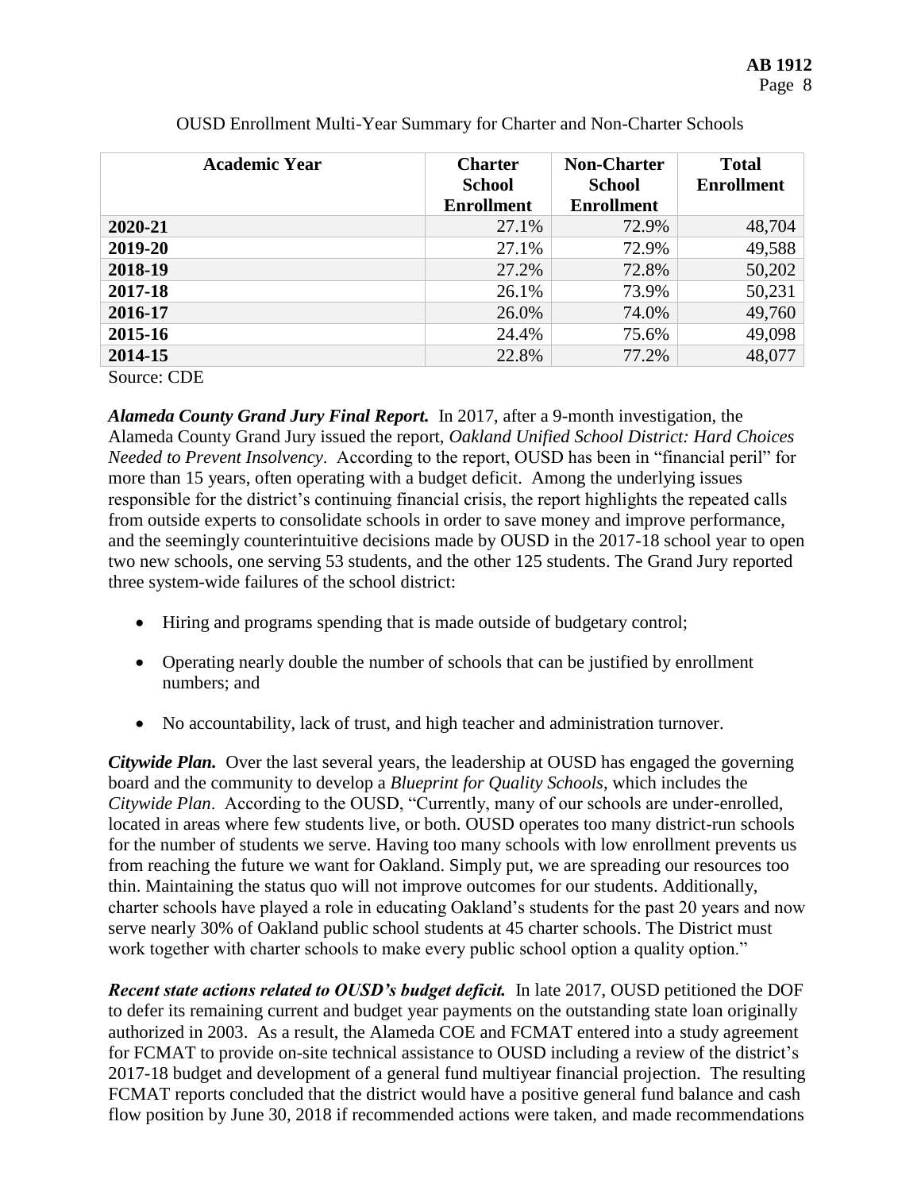OUSD Enrollment Multi-Year Summary for Charter and Non-Charter Schools

| Academic Year | Charter School Enrollment | Non-Charter School Enrollment | Total Enrollment |
|---|---|---|---|
| **2020-21** | 27.1% | 72.9% | 48,704 |
| **2019-20** | 27.1% | 72.9% | 49,588 |
| **2018-19** | 27.2% | 72.8% | 50,202 |
| **2017-18** | 26.1% | 73.9% | 50,231 |
| **2016-17** | 26.0% | 74.0% | 49,760 |
| **2015-16** | 24.4% | 75.6% | 49,098 |
| **2014-15** | 22.8% | 77.2% | 48,077 |

Source: CDE

***Alameda County Grand Jury Final Report.*** In 2017, after a 9-month investigation, the Alameda County Grand Jury issued the report, *Oakland Unified School District: Hard Choices Needed to Prevent Insolvency*. According to the report, OUSD has been in "financial peril" for more than 15 years, often operating with a budget deficit. Among the underlying issues responsible for the district's continuing financial crisis, the report highlights the repeated calls from outside experts to consolidate schools in order to save money and improve performance, and the seemingly counterintuitive decisions made by OUSD in the 2017-18 school year to open two new schools, one serving 53 students, and the other 125 students. The Grand Jury reported three system-wide failures of the school district:

- Hiring and programs spending that is made outside of budgetary control;
- Operating nearly double the number of schools that can be justified by enrollment numbers; and
- No accountability, lack of trust, and high teacher and administration turnover.

***Citywide Plan.*** Over the last several years, the leadership at OUSD has engaged the governing board and the community to develop a *Blueprint for Quality Schools*, which includes the *Citywide Plan*. According to the OUSD, "Currently, many of our schools are under-enrolled, located in areas where few students live, or both. OUSD operates too many district-run schools for the number of students we serve. Having too many schools with low enrollment prevents us from reaching the future we want for Oakland. Simply put, we are spreading our resources too thin. Maintaining the status quo will not improve outcomes for our students. Additionally, charter schools have played a role in educating Oakland's students for the past 20 years and now serve nearly 30% of Oakland public school students at 45 charter schools. The District must work together with charter schools to make every public school option a quality option."

***Recent state actions related to OUSD's budget deficit.*** In late 2017, OUSD petitioned the DOF to defer its remaining current and budget year payments on the outstanding state loan originally authorized in 2003. As a result, the Alameda COE and FCMAT entered into a study agreement for FCMAT to provide on-site technical assistance to OUSD including a review of the district's 2017-18 budget and development of a general fund multiyear financial projection. The resulting FCMAT reports concluded that the district would have a positive general fund balance and cash flow position by June 30, 2018 if recommended actions were taken, and made recommendations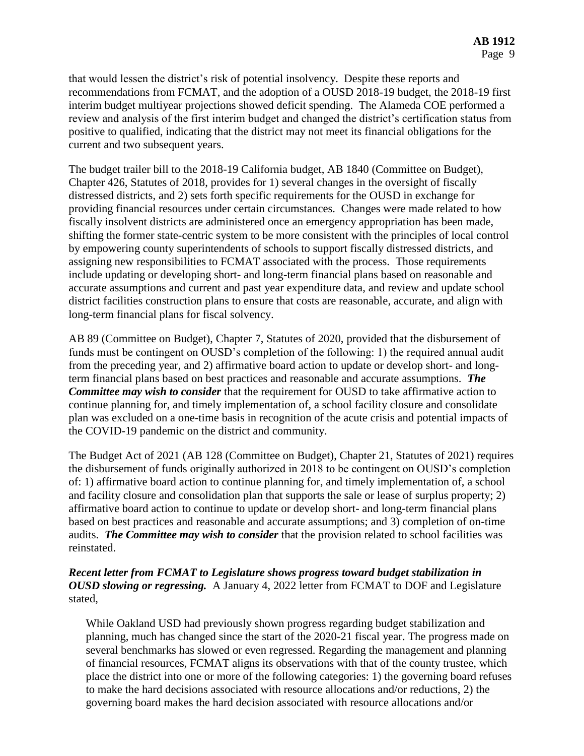that would lessen the district's risk of potential insolvency. Despite these reports and recommendations from FCMAT, and the adoption of a OUSD 2018-19 budget, the 2018-19 first interim budget multiyear projections showed deficit spending. The Alameda COE performed a review and analysis of the first interim budget and changed the district's certification status from positive to qualified, indicating that the district may not meet its financial obligations for the current and two subsequent years.

The budget trailer bill to the 2018-19 California budget, AB 1840 (Committee on Budget), Chapter 426, Statutes of 2018, provides for 1) several changes in the oversight of fiscally distressed districts, and 2) sets forth specific requirements for the OUSD in exchange for providing financial resources under certain circumstances. Changes were made related to how fiscally insolvent districts are administered once an emergency appropriation has been made, shifting the former state-centric system to be more consistent with the principles of local control by empowering county superintendents of schools to support fiscally distressed districts, and assigning new responsibilities to FCMAT associated with the process. Those requirements include updating or developing short- and long-term financial plans based on reasonable and accurate assumptions and current and past year expenditure data, and review and update school district facilities construction plans to ensure that costs are reasonable, accurate, and align with long-term financial plans for fiscal solvency.

AB 89 (Committee on Budget), Chapter 7, Statutes of 2020, provided that the disbursement of funds must be contingent on OUSD's completion of the following: 1) the required annual audit from the preceding year, and 2) affirmative board action to update or develop short- and long-term financial plans based on best practices and reasonable and accurate assumptions. ***The Committee may wish to consider*** that the requirement for OUSD to take affirmative action to continue planning for, and timely implementation of, a school facility closure and consolidate plan was excluded on a one-time basis in recognition of the acute crisis and potential impacts of the COVID-19 pandemic on the district and community.

The Budget Act of 2021 (AB 128 (Committee on Budget), Chapter 21, Statutes of 2021) requires the disbursement of funds originally authorized in 2018 to be contingent on OUSD's completion of: 1) affirmative board action to continue planning for, and timely implementation of, a school and facility closure and consolidation plan that supports the sale or lease of surplus property; 2) affirmative board action to continue to update or develop short- and long-term financial plans based on best practices and reasonable and accurate assumptions; and 3) completion of on-time audits. ***The Committee may wish to consider*** that the provision related to school facilities was reinstated.

***Recent letter from FCMAT to Legislature shows progress toward budget stabilization in OUSD slowing or regressing.*** A January 4, 2022 letter from FCMAT to DOF and Legislature stated,

> While Oakland USD had previously shown progress regarding budget stabilization and planning, much has changed since the start of the 2020-21 fiscal year. The progress made on several benchmarks has slowed or even regressed. Regarding the management and planning of financial resources, FCMAT aligns its observations with that of the county trustee, which place the district into one or more of the following categories: 1) the governing board refuses to make the hard decisions associated with resource allocations and/or reductions, 2) the governing board makes the hard decision associated with resource allocations and/or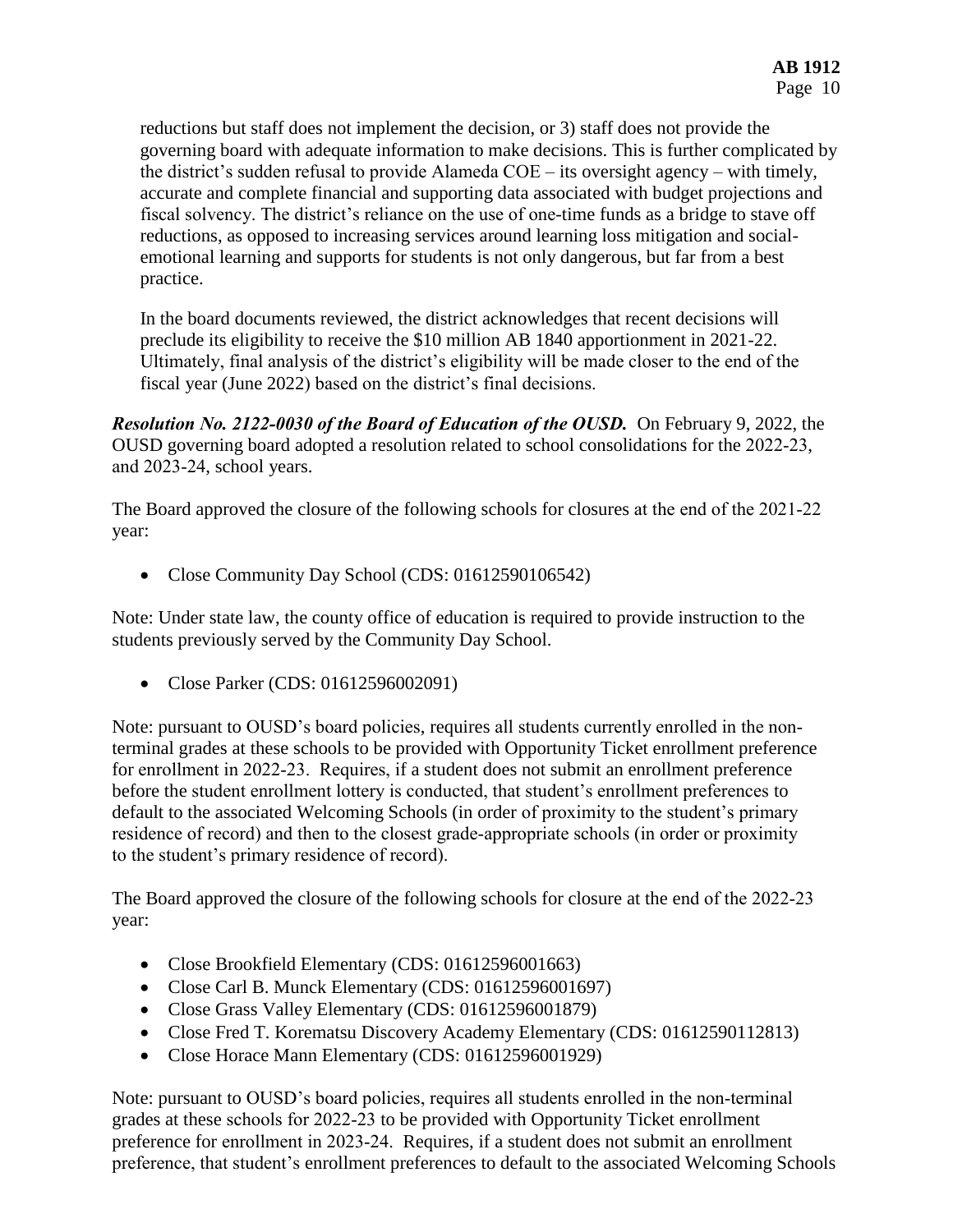reductions but staff does not implement the decision, or 3) staff does not provide the governing board with adequate information to make decisions. This is further complicated by the district's sudden refusal to provide Alameda COE – its oversight agency – with timely, accurate and complete financial and supporting data associated with budget projections and fiscal solvency. The district's reliance on the use of one-time funds as a bridge to stave off reductions, as opposed to increasing services around learning loss mitigation and social-emotional learning and supports for students is not only dangerous, but far from a best practice.

In the board documents reviewed, the district acknowledges that recent decisions will preclude its eligibility to receive the $10 million AB 1840 apportionment in 2021-22. Ultimately, final analysis of the district's eligibility will be made closer to the end of the fiscal year (June 2022) based on the district's final decisions.

***Resolution No. 2122-0030 of the Board of Education of the OUSD.*** On February 9, 2022, the OUSD governing board adopted a resolution related to school consolidations for the 2022-23, and 2023-24, school years.

The Board approved the closure of the following schools for closures at the end of the 2021-22 year:

- Close Community Day School (CDS: 01612590106542)

Note: Under state law, the county office of education is required to provide instruction to the students previously served by the Community Day School.

- Close Parker (CDS: 01612596002091)

Note: pursuant to OUSD's board policies, requires all students currently enrolled in the non-terminal grades at these schools to be provided with Opportunity Ticket enrollment preference for enrollment in 2022-23. Requires, if a student does not submit an enrollment preference before the student enrollment lottery is conducted, that student's enrollment preferences to default to the associated Welcoming Schools (in order of proximity to the student's primary residence of record) and then to the closest grade-appropriate schools (in order or proximity to the student's primary residence of record).

The Board approved the closure of the following schools for closure at the end of the 2022-23 year:

- Close Brookfield Elementary (CDS: 01612596001663)
- Close Carl B. Munck Elementary (CDS: 01612596001697)
- Close Grass Valley Elementary (CDS: 01612596001879)
- Close Fred T. Korematsu Discovery Academy Elementary (CDS: 01612590112813)
- Close Horace Mann Elementary (CDS: 01612596001929)

Note: pursuant to OUSD's board policies, requires all students enrolled in the non-terminal grades at these schools for 2022-23 to be provided with Opportunity Ticket enrollment preference for enrollment in 2023-24. Requires, if a student does not submit an enrollment preference, that student's enrollment preferences to default to the associated Welcoming Schools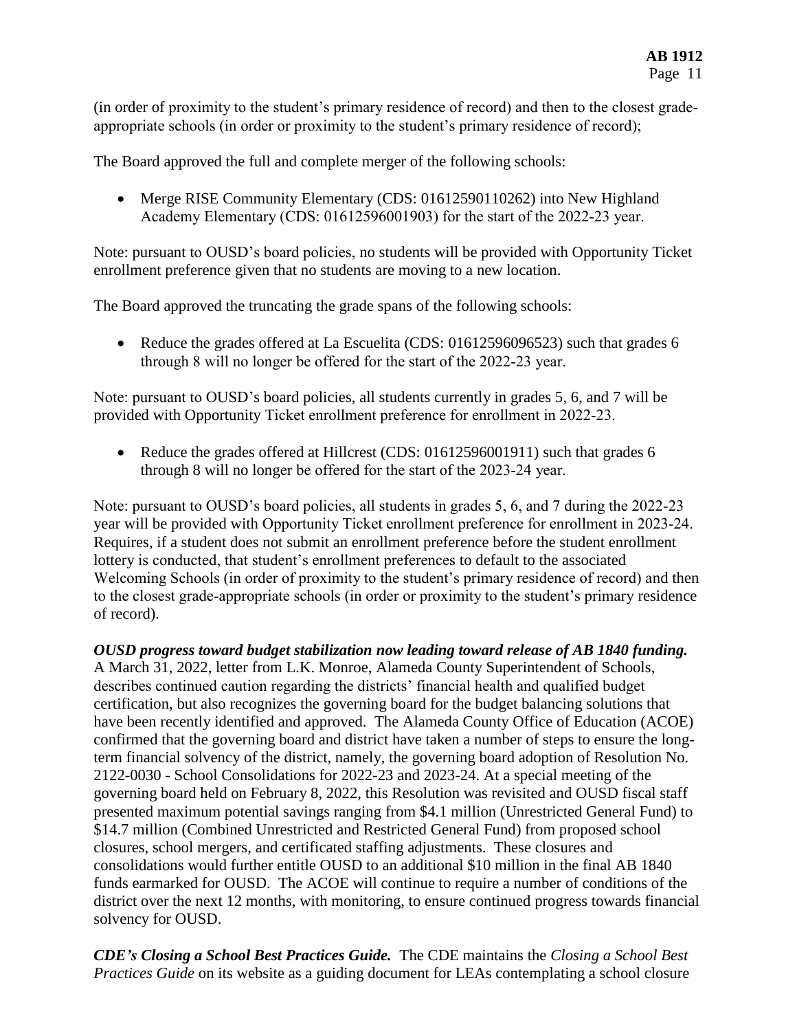(in order of proximity to the student's primary residence of record) and then to the closest grade-appropriate schools (in order or proximity to the student's primary residence of record);

The Board approved the full and complete merger of the following schools:

- Merge RISE Community Elementary (CDS: 01612590110262) into New Highland Academy Elementary (CDS: 01612596001903) for the start of the 2022-23 year.

Note: pursuant to OUSD's board policies, no students will be provided with Opportunity Ticket enrollment preference given that no students are moving to a new location.

The Board approved the truncating the grade spans of the following schools:

- Reduce the grades offered at La Escuelita (CDS: 01612596096523) such that grades 6 through 8 will no longer be offered for the start of the 2022-23 year.

Note: pursuant to OUSD's board policies, all students currently in grades 5, 6, and 7 will be provided with Opportunity Ticket enrollment preference for enrollment in 2022-23.

- Reduce the grades offered at Hillcrest (CDS: 01612596001911) such that grades 6 through 8 will no longer be offered for the start of the 2023-24 year.

Note: pursuant to OUSD's board policies, all students in grades 5, 6, and 7 during the 2022-23 year will be provided with Opportunity Ticket enrollment preference for enrollment in 2023-24. Requires, if a student does not submit an enrollment preference before the student enrollment lottery is conducted, that student's enrollment preferences to default to the associated Welcoming Schools (in order of proximity to the student's primary residence of record) and then to the closest grade-appropriate schools (in order or proximity to the student's primary residence of record).

***OUSD progress toward budget stabilization now leading toward release of AB 1840 funding.*** A March 31, 2022, letter from L.K. Monroe, Alameda County Superintendent of Schools, describes continued caution regarding the districts' financial health and qualified budget certification, but also recognizes the governing board for the budget balancing solutions that have been recently identified and approved. The Alameda County Office of Education (ACOE) confirmed that the governing board and district have taken a number of steps to ensure the long-term financial solvency of the district, namely, the governing board adoption of Resolution No. 2122-0030 - School Consolidations for 2022-23 and 2023-24. At a special meeting of the governing board held on February 8, 2022, this Resolution was revisited and OUSD fiscal staff presented maximum potential savings ranging from $4.1 million (Unrestricted General Fund) to $14.7 million (Combined Unrestricted and Restricted General Fund) from proposed school closures, school mergers, and certificated staffing adjustments. These closures and consolidations would further entitle OUSD to an additional $10 million in the final AB 1840 funds earmarked for OUSD. The ACOE will continue to require a number of conditions of the district over the next 12 months, with monitoring, to ensure continued progress towards financial solvency for OUSD.

***CDE's Closing a School Best Practices Guide.*** The CDE maintains the *Closing a School Best Practices Guide* on its website as a guiding document for LEAs contemplating a school closure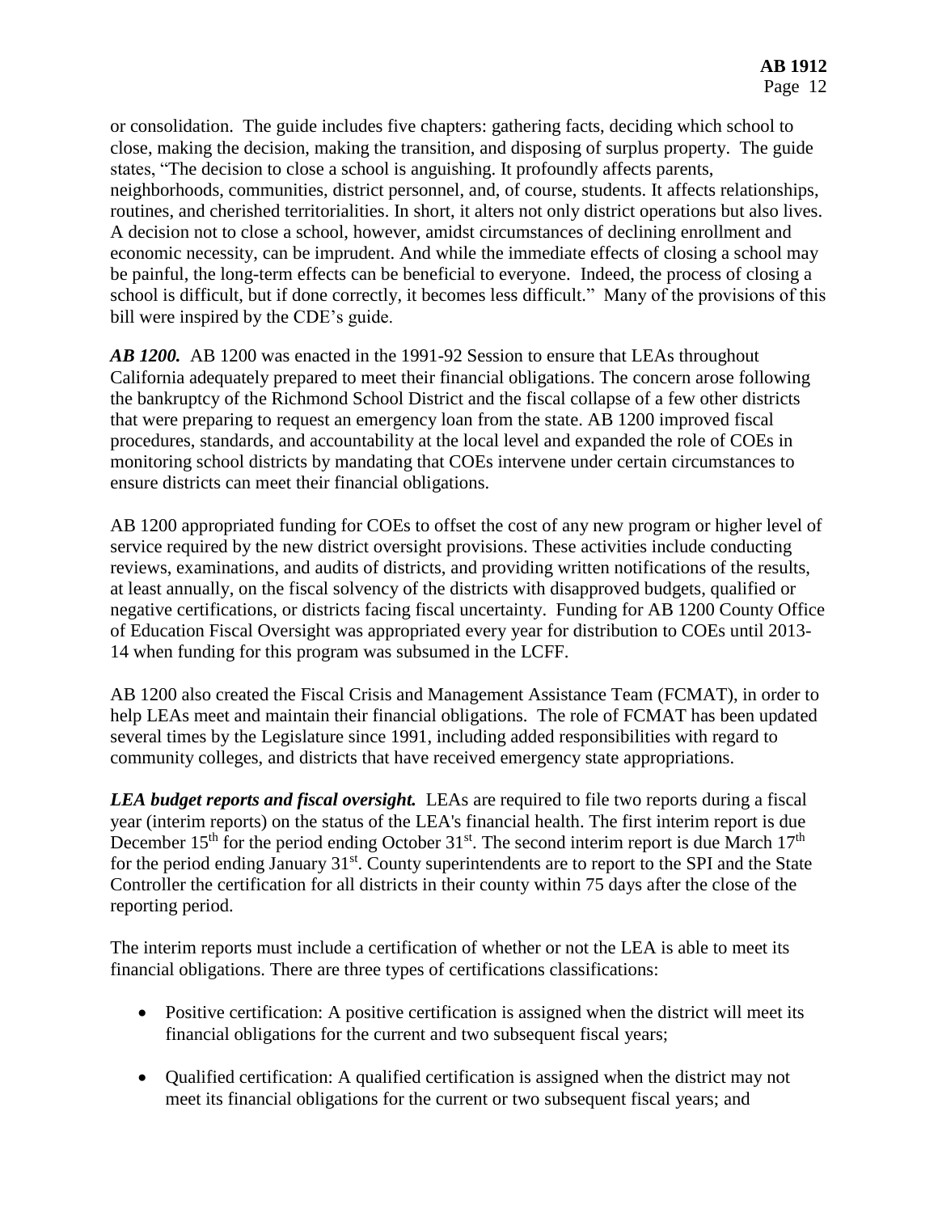or consolidation. The guide includes five chapters: gathering facts, deciding which school to close, making the decision, making the transition, and disposing of surplus property. The guide states, "The decision to close a school is anguishing. It profoundly affects parents, neighborhoods, communities, district personnel, and, of course, students. It affects relationships, routines, and cherished territorialities. In short, it alters not only district operations but also lives. A decision not to close a school, however, amidst circumstances of declining enrollment and economic necessity, can be imprudent. And while the immediate effects of closing a school may be painful, the long-term effects can be beneficial to everyone. Indeed, the process of closing a school is difficult, but if done correctly, it becomes less difficult." Many of the provisions of this bill were inspired by the CDE's guide.

***AB 1200.*** AB 1200 was enacted in the 1991-92 Session to ensure that LEAs throughout California adequately prepared to meet their financial obligations. The concern arose following the bankruptcy of the Richmond School District and the fiscal collapse of a few other districts that were preparing to request an emergency loan from the state. AB 1200 improved fiscal procedures, standards, and accountability at the local level and expanded the role of COEs in monitoring school districts by mandating that COEs intervene under certain circumstances to ensure districts can meet their financial obligations.

AB 1200 appropriated funding for COEs to offset the cost of any new program or higher level of service required by the new district oversight provisions. These activities include conducting reviews, examinations, and audits of districts, and providing written notifications of the results, at least annually, on the fiscal solvency of the districts with disapproved budgets, qualified or negative certifications, or districts facing fiscal uncertainty. Funding for AB 1200 County Office of Education Fiscal Oversight was appropriated every year for distribution to COEs until 2013-14 when funding for this program was subsumed in the LCFF.

AB 1200 also created the Fiscal Crisis and Management Assistance Team (FCMAT), in order to help LEAs meet and maintain their financial obligations. The role of FCMAT has been updated several times by the Legislature since 1991, including added responsibilities with regard to community colleges, and districts that have received emergency state appropriations.

***LEA budget reports and fiscal oversight.*** LEAs are required to file two reports during a fiscal year (interim reports) on the status of the LEA's financial health. The first interim report is due December 15th for the period ending October 31st. The second interim report is due March 17th for the period ending January 31st. County superintendents are to report to the SPI and the State Controller the certification for all districts in their county within 75 days after the close of the reporting period.

The interim reports must include a certification of whether or not the LEA is able to meet its financial obligations. There are three types of certifications classifications:

- Positive certification: A positive certification is assigned when the district will meet its financial obligations for the current and two subsequent fiscal years;
- Qualified certification: A qualified certification is assigned when the district may not meet its financial obligations for the current or two subsequent fiscal years; and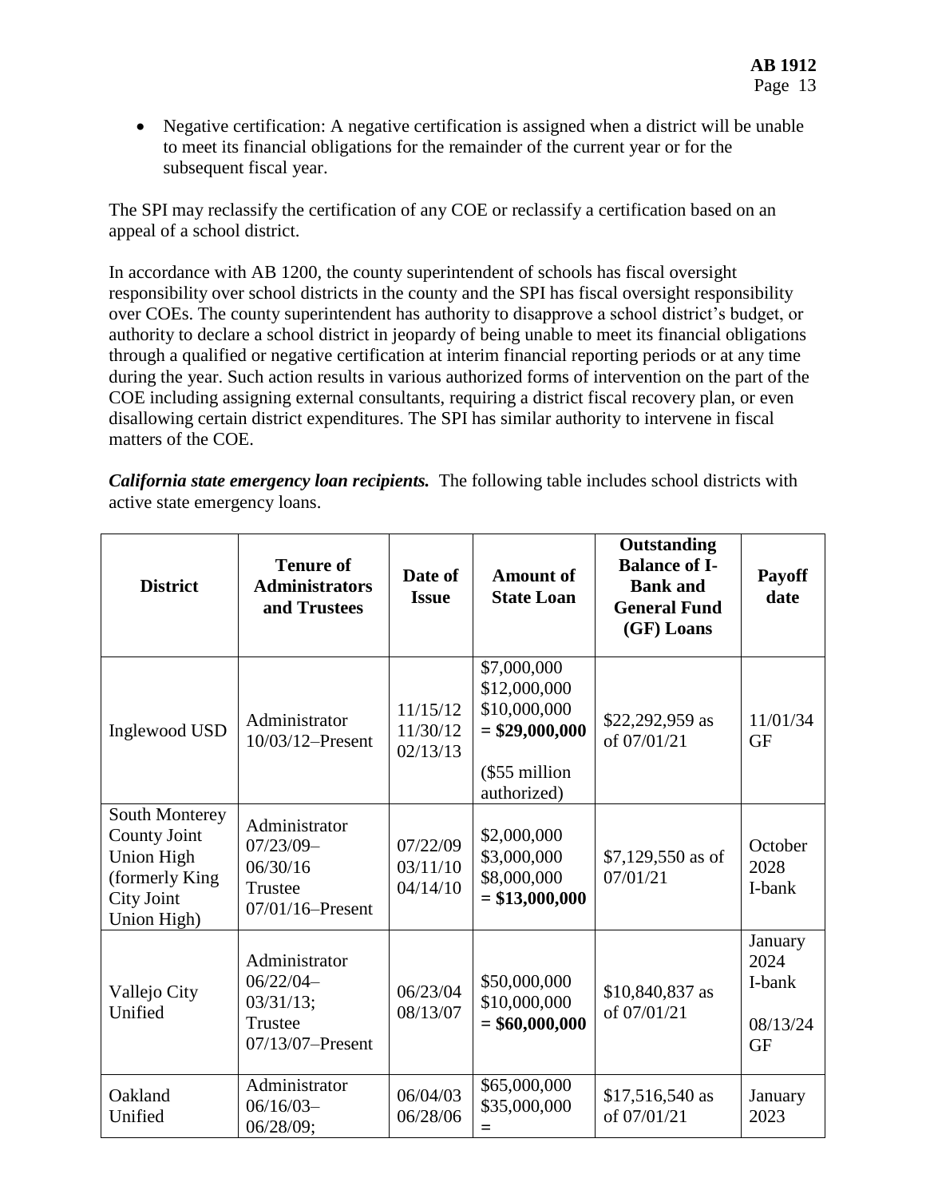- Negative certification: A negative certification is assigned when a district will be unable to meet its financial obligations for the remainder of the current year or for the subsequent fiscal year.

The SPI may reclassify the certification of any COE or reclassify a certification based on an appeal of a school district.

In accordance with AB 1200, the county superintendent of schools has fiscal oversight responsibility over school districts in the county and the SPI has fiscal oversight responsibility over COEs. The county superintendent has authority to disapprove a school district's budget, or authority to declare a school district in jeopardy of being unable to meet its financial obligations through a qualified or negative certification at interim financial reporting periods or at any time during the year. Such action results in various authorized forms of intervention on the part of the COE including assigning external consultants, requiring a district fiscal recovery plan, or even disallowing certain district expenditures. The SPI has similar authority to intervene in fiscal matters of the COE.

***California state emergency loan recipients.*** The following table includes school districts with active state emergency loans.

| District | Tenure of Administrators and Trustees | Date of Issue | Amount of State Loan | Outstanding Balance of I-Bank and General Fund (GF) Loans | Payoff date |
|---|---|---|---|---|---|
| Inglewood USD | Administrator 10/03/12–Present | 11/15/12<br>11/30/12<br>02/13/13 | \$7,000,000<br>\$12,000,000<br>\$10,000,000<br>**= \$29,000,000**<br>(\$55 million authorized) | \$22,292,959 as of 07/01/21 | 11/01/34 GF |
| South Monterey County Joint Union High (formerly King City Joint Union High) | Administrator 07/23/09–06/30/16<br>Trustee 07/01/16–Present | 07/22/09<br>03/11/10<br>04/14/10 | \$2,000,000<br>\$3,000,000<br>\$8,000,000<br>**= \$13,000,000** | \$7,129,550 as of 07/01/21 | October 2028 I-bank |
| Vallejo City Unified | Administrator 06/22/04–03/31/13;<br>Trustee 07/13/07–Present | 06/23/04<br>08/13/07 | \$50,000,000<br>\$10,000,000<br>**= \$60,000,000** | \$10,840,837 as of 07/01/21 | January 2024 I-bank<br>08/13/24 GF |
| Oakland Unified | Administrator 06/16/03–06/28/09; | 06/04/03<br>06/28/06 | \$65,000,000<br>\$35,000,000<br>= | \$17,516,540 as of 07/01/21 | January 2023 |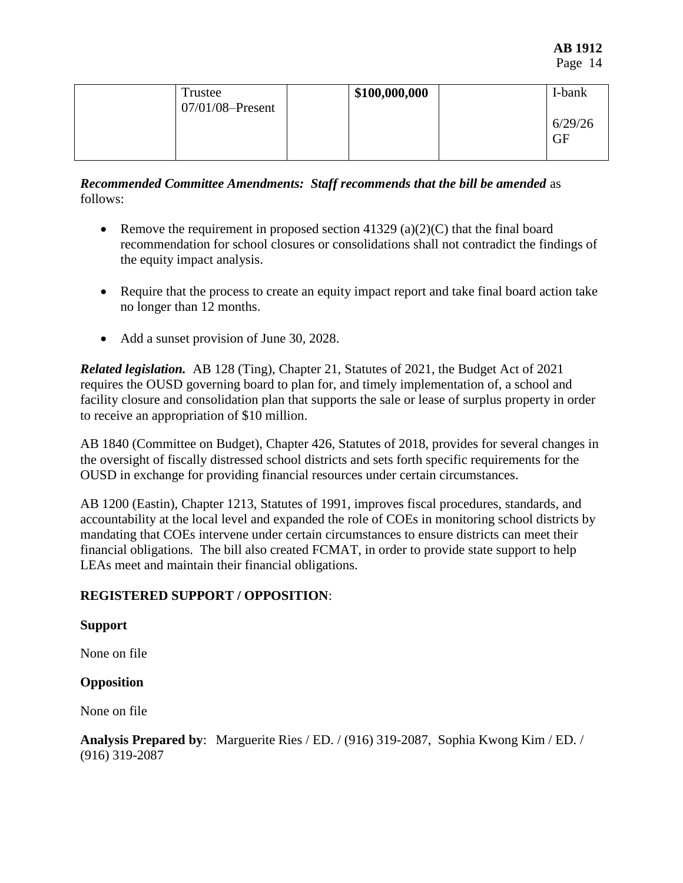| | | | | | |
|---|---|---|---|---|---|
| | Trustee 07/01/08–Present | | **$100,000,000** | | I-bank<br><br>6/29/26 GF |

***Recommended Committee Amendments: Staff recommends that the bill be amended*** as follows:

- Remove the requirement in proposed section 41329 (a)(2)(C) that the final board recommendation for school closures or consolidations shall not contradict the findings of the equity impact analysis.
- Require that the process to create an equity impact report and take final board action take no longer than 12 months.
- Add a sunset provision of June 30, 2028.

***Related legislation.*** AB 128 (Ting), Chapter 21, Statutes of 2021, the Budget Act of 2021 requires the OUSD governing board to plan for, and timely implementation of, a school and facility closure and consolidation plan that supports the sale or lease of surplus property in order to receive an appropriation of $10 million.

AB 1840 (Committee on Budget), Chapter 426, Statutes of 2018, provides for several changes in the oversight of fiscally distressed school districts and sets forth specific requirements for the OUSD in exchange for providing financial resources under certain circumstances.

AB 1200 (Eastin), Chapter 1213, Statutes of 1991, improves fiscal procedures, standards, and accountability at the local level and expanded the role of COEs in monitoring school districts by mandating that COEs intervene under certain circumstances to ensure districts can meet their financial obligations. The bill also created FCMAT, in order to provide state support to help LEAs meet and maintain their financial obligations.

## REGISTERED SUPPORT / OPPOSITION:

### Support

None on file

### Opposition

None on file

**Analysis Prepared by**: Marguerite Ries / ED. / (916) 319-2087, Sophia Kwong Kim / ED. / (916) 319-2087